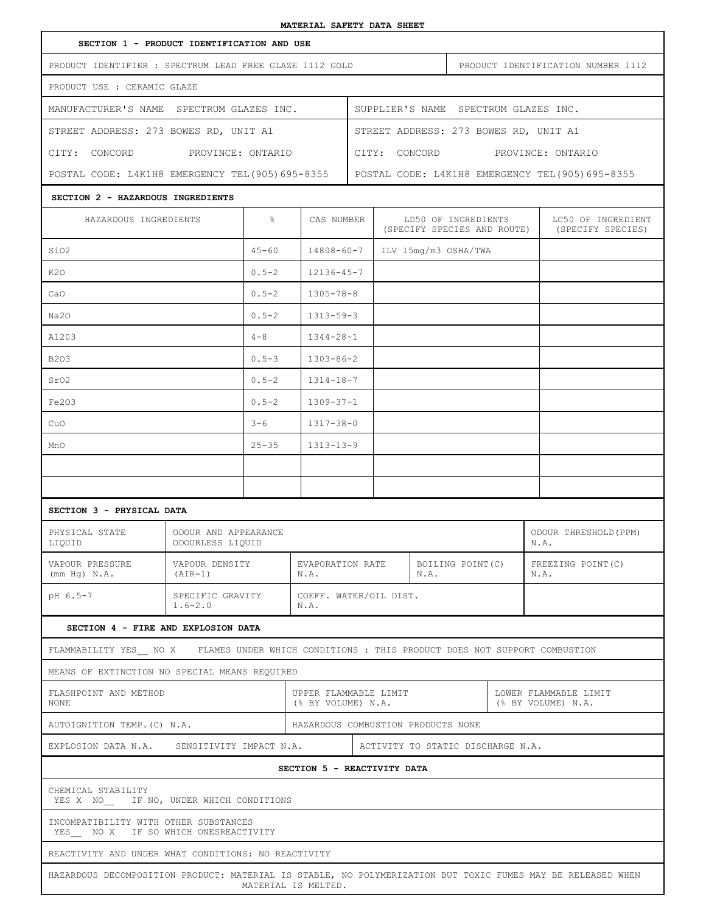# MATERIAL SAFETY DATA SHEET

## SECTION 1 - PRODUCT IDENTIFICATION AND USE

| | |
|---|---|
| PRODUCT IDENTIFIER : SPECTRUM LEAD FREE GLAZE 1112 GOLD | PRODUCT IDENTIFICATION NUMBER 1112 |
| PRODUCT USE : CERAMIC GLAZE | |
| MANUFACTURER'S NAME SPECTRUM GLAZES INC. | SUPPLIER'S NAME SPECTRUM GLAZES INC. |
| STREET ADDRESS: 273 BOWES RD, UNIT A1 | STREET ADDRESS: 273 BOWES RD, UNIT A1 |
| CITY: CONCORD PROVINCE: ONTARIO | CITY: CONCORD PROVINCE: ONTARIO |
| POSTAL CODE: L4K1H8 EMERGENCY TEL(905)695-8355 | POSTAL CODE: L4K1H8 EMERGENCY TEL(905)695-8355 |

## SECTION 2 - HAZARDOUS INGREDIENTS

| HAZARDOUS INGREDIENTS | % | CAS NUMBER | LD50 OF INGREDIENTS (SPECIFY SPECIES AND ROUTE) | LC50 OF INGREDIENT (SPECIFY SPECIES) |
|---|---|---|---|---|
| SiO2 | 45-60 | 14808-60-7 | ILV 15mg/m3 OSHA/TWA | |
| K2O | 0.5-2 | 12136-45-7 | | |
| CaO | 0.5-2 | 1305-78-8 | | |
| Na2O | 0.5-2 | 1313-59-3 | | |
| Al2O3 | 4-8 | 1344-28-1 | | |
| B2O3 | 0.5-3 | 1303-86-2 | | |
| SrO2 | 0.5-2 | 1314-18-7 | | |
| Fe2O3 | 0.5-2 | 1309-37-1 | | |
| CuO | 3-6 | 1317-38-0 | | |
| MnO | 25-35 | 1313-13-9 | | |
| | | | | |
| | | | | |

## SECTION 3 - PHYSICAL DATA

| | | | | |
|---|---|---|---|---|
| PHYSICAL STATE LIQUID | ODOUR AND APPEARANCE ODOURLESS LIQUID | | | ODOUR THRESHOLD(PPM) N.A. |
| VAPOUR PRESSURE (mm Hg) N.A. | VAPOUR DENSITY (AIR=1) | EVAPORATION RATE N.A. | BOILING POINT(C) N.A. | FREEZING POINT(C) N.A. |
| pH 6.5-7 | SPECIFIC GRAVITY 1.6-2.0 | COEFF. WATER/OIL DIST. N.A. | | |

## SECTION 4 - FIRE AND EXPLOSION DATA

FLAMMABILITY YES__ NO X FLAMES UNDER WHICH CONDITIONS : THIS PRODUCT DOES NOT SUPPORT COMBUSTION

MEANS OF EXTINCTION NO SPECIAL MEANS REQUIRED

| | | |
|---|---|---|
| FLASHPOINT AND METHOD NONE | UPPER FLAMMABLE LIMIT (% BY VOLUME) N.A. | LOWER FLAMMABLE LIMIT (% BY VOLUME) N.A. |
| AUTOIGNITION TEMP.(C) N.A. | HAZARDOUS COMBUSTION PRODUCTS NONE | |

EXPLOSION DATA N.A. SENSITIVITY IMPACT N.A. ACTIVITY TO STATIC DISCHARGE N.A.

## SECTION 5 - REACTIVITY DATA

CHEMICAL STABILITY
YES X NO__ IF NO, UNDER WHICH CONDITIONS

INCOMPATIBILITY WITH OTHER SUBSTANCES
YES__ NO X IF SO WHICH ONESREACTIVITY

REACTIVITY AND UNDER WHAT CONDITIONS: NO REACTIVITY

HAZARDOUS DECOMPOSITION PRODUCT: MATERIAL IS STABLE, NO POLYMERIZATION BUT TOXIC FUMES MAY BE RELEASED WHEN MATERIAL IS MELTED.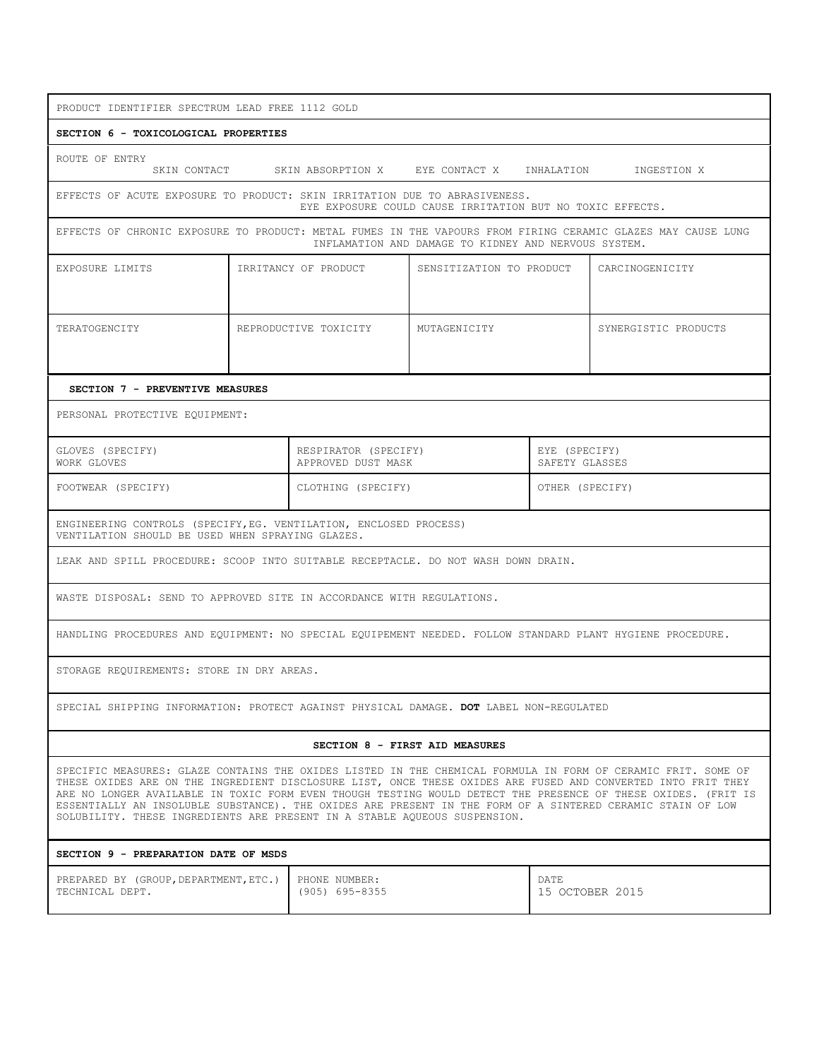PRODUCT IDENTIFIER SPECTRUM LEAD FREE 1112 GOLD

**SECTION 6 - TOXICOLOGICAL PROPERTIES**

ROUTE OF ENTRY
SKIN CONTACT SKIN ABSORPTION X EYE CONTACT X INHALATION INGESTION X

EFFECTS OF ACUTE EXPOSURE TO PRODUCT: SKIN IRRITATION DUE TO ABRASIVENESS.
EYE EXPOSURE COULD CAUSE IRRITATION BUT NO TOXIC EFFECTS.

EFFECTS OF CHRONIC EXPOSURE TO PRODUCT: METAL FUMES IN THE VAPOURS FROM FIRING CERAMIC GLAZES MAY CAUSE LUNG INFLAMATION AND DAMAGE TO KIDNEY AND NERVOUS SYSTEM.

| | | | |
|---|---|---|---|
| EXPOSURE LIMITS | IRRITANCY OF PRODUCT | SENSITIZATION TO PRODUCT | CARCINOGENICITY |
| TERATOGENCITY | REPRODUCTIVE TOXICITY | MUTAGENICITY | SYNERGISTIC PRODUCTS |

**SECTION 7 - PREVENTIVE MEASURES**

PERSONAL PROTECTIVE EQUIPMENT:

| | | |
|---|---|---|
| GLOVES (SPECIFY)<br>WORK GLOVES | RESPIRATOR (SPECIFY)<br>APPROVED DUST MASK | EYE (SPECIFY)<br>SAFETY GLASSES |
| FOOTWEAR (SPECIFY) | CLOTHING (SPECIFY) | OTHER (SPECIFY) |

ENGINEERING CONTROLS (SPECIFY,EG. VENTILATION, ENCLOSED PROCESS)
VENTILATION SHOULD BE USED WHEN SPRAYING GLAZES.

LEAK AND SPILL PROCEDURE: SCOOP INTO SUITABLE RECEPTACLE. DO NOT WASH DOWN DRAIN.

WASTE DISPOSAL: SEND TO APPROVED SITE IN ACCORDANCE WITH REGULATIONS.

HANDLING PROCEDURES AND EQUIPMENT: NO SPECIAL EQUIPEMENT NEEDED. FOLLOW STANDARD PLANT HYGIENE PROCEDURE.

STORAGE REQUIREMENTS: STORE IN DRY AREAS.

SPECIAL SHIPPING INFORMATION: PROTECT AGAINST PHYSICAL DAMAGE. **DOT** LABEL NON-REGULATED

**SECTION 8 - FIRST AID MEASURES**

SPECIFIC MEASURES: GLAZE CONTAINS THE OXIDES LISTED IN THE CHEMICAL FORMULA IN FORM OF CERAMIC FRIT. SOME OF THESE OXIDES ARE ON THE INGREDIENT DISCLOSURE LIST, ONCE THESE OXIDES ARE FUSED AND CONVERTED INTO FRIT THEY ARE NO LONGER AVAILABLE IN TOXIC FORM EVEN THOUGH TESTING WOULD DETECT THE PRESENCE OF THESE OXIDES. (FRIT IS ESSENTIALLY AN INSOLUBLE SUBSTANCE). THE OXIDES ARE PRESENT IN THE FORM OF A SINTERED CERAMIC STAIN OF LOW SOLUBILITY. THESE INGREDIENTS ARE PRESENT IN A STABLE AQUEOUS SUSPENSION.

**SECTION 9 - PREPARATION DATE OF MSDS**

| | | |
|---|---|---|
| PREPARED BY (GROUP,DEPARTMENT,ETC.)<br>TECHNICAL DEPT. | PHONE NUMBER:<br>(905) 695-8355 | DATE<br>15 OCTOBER 2015 |